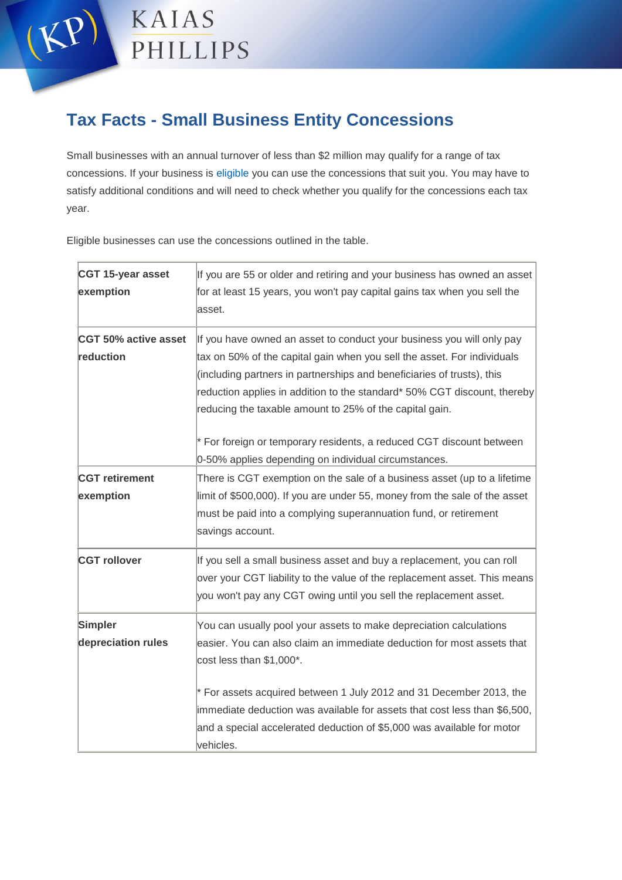KAIAS PHILLIPS

# Tax Facts - Small Business Entity Concessions

Small businesses with an annual turnover of less than $2 million may qualify for a range of tax concessions. If your business is eligible you can use the concessions that suit you. You may have to satisfy additional conditions and will need to check whether you qualify for the concessions each tax year.

Eligible businesses can use the concessions outlined in the table.

| | |
|---|---|
| **CGT 15-year asset exemption** | If you are 55 or older and retiring and your business has owned an asset for at least 15 years, you won't pay capital gains tax when you sell the asset. |
| **CGT 50% active asset reduction** | If you have owned an asset to conduct your business you will only pay tax on 50% of the capital gain when you sell the asset. For individuals (including partners in partnerships and beneficiaries of trusts), this reduction applies in addition to the standard* 50% CGT discount, thereby reducing the taxable amount to 25% of the capital gain.<br><br>* For foreign or temporary residents, a reduced CGT discount between 0-50% applies depending on individual circumstances. |
| **CGT retirement exemption** | There is CGT exemption on the sale of a business asset (up to a lifetime limit of $500,000). If you are under 55, money from the sale of the asset must be paid into a complying superannuation fund, or retirement savings account. |
| **CGT rollover** | If you sell a small business asset and buy a replacement, you can roll over your CGT liability to the value of the replacement asset. This means you won't pay any CGT owing until you sell the replacement asset. |
| **Simpler depreciation rules** | You can usually pool your assets to make depreciation calculations easier. You can also claim an immediate deduction for most assets that cost less than $1,000*.<br><br>* For assets acquired between 1 July 2012 and 31 December 2013, the immediate deduction was available for assets that cost less than $6,500, and a special accelerated deduction of $5,000 was available for motor vehicles. |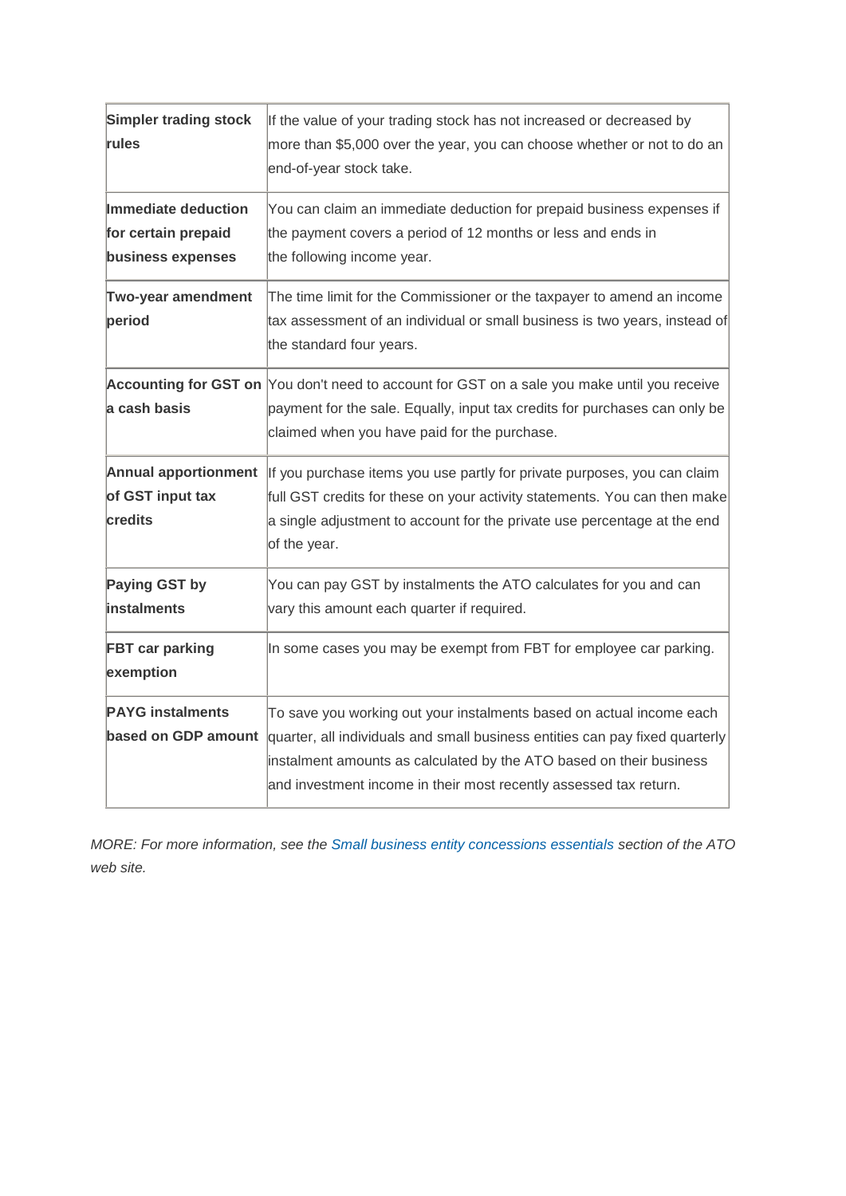| | |
|---|---|
| **Simpler trading stock rules** | If the value of your trading stock has not increased or decreased by more than $5,000 over the year, you can choose whether or not to do an end-of-year stock take. |
| **Immediate deduction for certain prepaid business expenses** | You can claim an immediate deduction for prepaid business expenses if the payment covers a period of 12 months or less and ends in the following income year. |
| **Two-year amendment period** | The time limit for the Commissioner or the taxpayer to amend an income tax assessment of an individual or small business is two years, instead of the standard four years. |
| **Accounting for GST on a cash basis** | You don't need to account for GST on a sale you make until you receive payment for the sale. Equally, input tax credits for purchases can only be claimed when you have paid for the purchase. |
| **Annual apportionment of GST input tax credits** | If you purchase items you use partly for private purposes, you can claim full GST credits for these on your activity statements. You can then make a single adjustment to account for the private use percentage at the end of the year. |
| **Paying GST by instalments** | You can pay GST by instalments the ATO calculates for you and can vary this amount each quarter if required. |
| **FBT car parking exemption** | In some cases you may be exempt from FBT for employee car parking. |
| **PAYG instalments based on GDP amount** | To save you working out your instalments based on actual income each quarter, all individuals and small business entities can pay fixed quarterly instalment amounts as calculated by the ATO based on their business and investment income in their most recently assessed tax return. |

*MORE: For more information, see the Small business entity concessions essentials section of the ATO web site.*